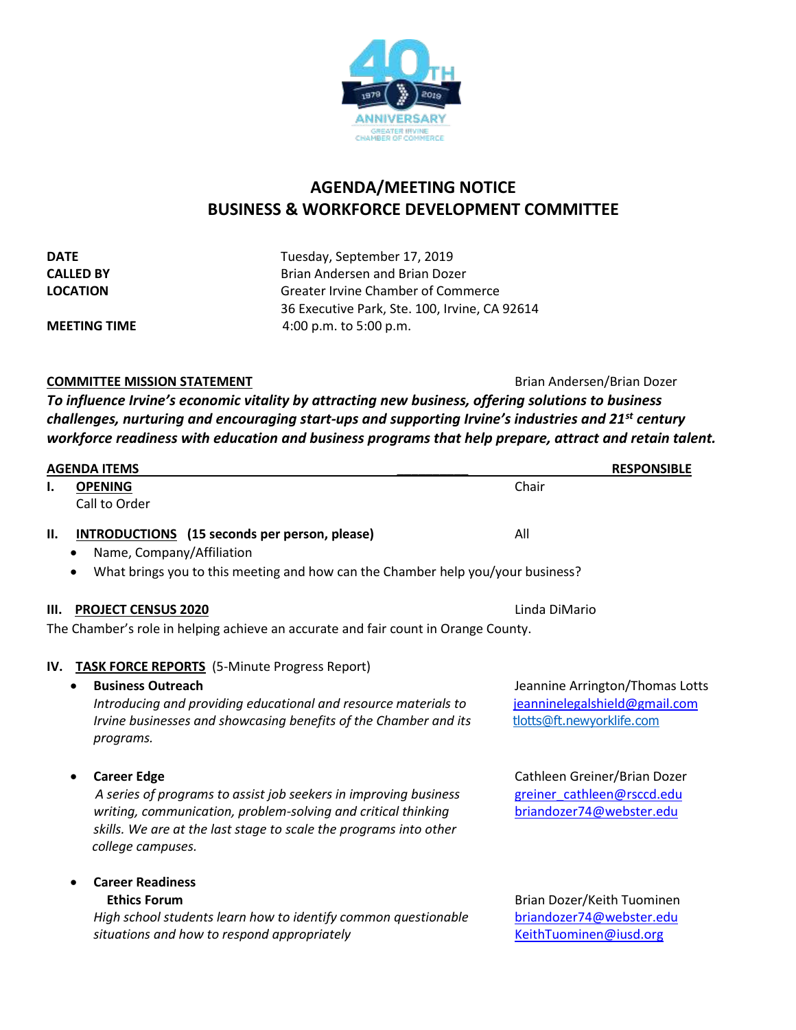# AGENDA/MEETING NOTICE
# BUSINESS & WORKFORCE DEVELOPMENT COMMITTEE

**DATE** Tuesday, September 17, 2019
**CALLED BY** Brian Andersen and Brian Dozer
**LOCATION** Greater Irvine Chamber of Commerce
36 Executive Park, Ste. 100, Irvine, CA 92614
**MEETING TIME** 4:00 p.m. to 5:00 p.m.

**COMMITTEE MISSION STATEMENT** — Brian Andersen/Brian Dozer

***To influence Irvine's economic vitality by attracting new business, offering solutions to business challenges, nurturing and encouraging start-ups and supporting Irvine's industries and 21st century workforce readiness with education and business programs that help prepare, attract and retain talent.***

**AGENDA ITEMS** — **RESPONSIBLE**

**I. OPENING** — Chair
Call to Order

**II. INTRODUCTIONS (15 seconds per person, please)** — All

- Name, Company/Affiliation
- What brings you to this meeting and how can the Chamber help you/your business?

**III. PROJECT CENSUS 2020** — Linda DiMario

The Chamber's role in helping achieve an accurate and fair count in Orange County.

**IV. TASK FORCE REPORTS** (5-Minute Progress Report)

- **Business Outreach** — Jeannine Arrington/Thomas Lotts
  jeanninelegalshield@gmail.com
  tlotts@ft.newyorklife.com
  *Introducing and providing educational and resource materials to Irvine businesses and showcasing benefits of the Chamber and its programs.*

- **Career Edge** — Cathleen Greiner/Brian Dozer
  greiner_cathleen@rsccd.edu
  briandozer74@webster.edu
  *A series of programs to assist job seekers in improving business writing, communication, problem-solving and critical thinking skills. We are at the last stage to scale the programs into other college campuses.*

- **Career Readiness**
  **Ethics Forum** — Brian Dozer/Keith Tuominen
  briandozer74@webster.edu
  KeithTuominen@iusd.org
  *High school students learn how to identify common questionable situations and how to respond appropriately*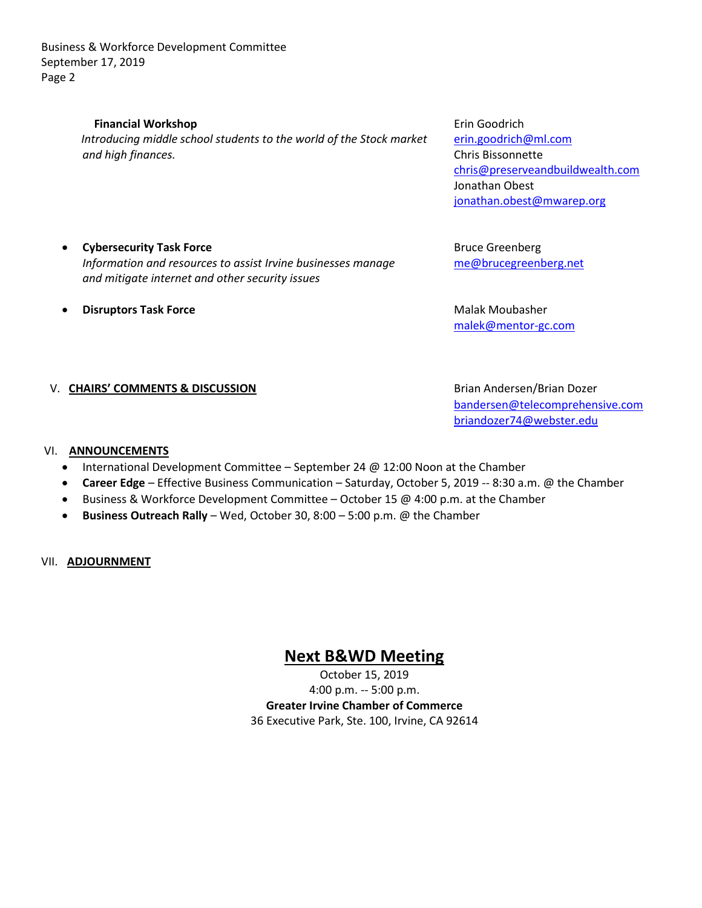**Financial Workshop**
*Introducing middle school students to the world of the Stock market and high finances.*

Erin Goodrich
erin.goodrich@ml.com
Chris Bissonnette
chris@preserveandbuildwealth.com
Jonathan Obest
jonathan.obest@mwarep.org

- **Cybersecurity Task Force**
  *Information and resources to assist Irvine businesses manage and mitigate internet and other security issues*

  Bruce Greenberg
  me@brucegreenberg.net

- **Disruptors Task Force**

  Malak Moubasher
  malek@mentor-gc.com

V. **CHAIRS' COMMENTS & DISCUSSION**

Brian Andersen/Brian Dozer
bandersen@telecomprehensive.com
briandozer74@webster.edu

VI. **ANNOUNCEMENTS**

- International Development Committee – September 24 @ 12:00 Noon at the Chamber
- **Career Edge** – Effective Business Communication – Saturday, October 5, 2019 -- 8:30 a.m. @ the Chamber
- Business & Workforce Development Committee – October 15 @ 4:00 p.m. at the Chamber
- **Business Outreach Rally** – Wed, October 30, 8:00 – 5:00 p.m. @ the Chamber

VII. **ADJOURNMENT**

## Next B&WD Meeting

October 15, 2019
4:00 p.m. -- 5:00 p.m.
**Greater Irvine Chamber of Commerce**
36 Executive Park, Ste. 100, Irvine, CA 92614